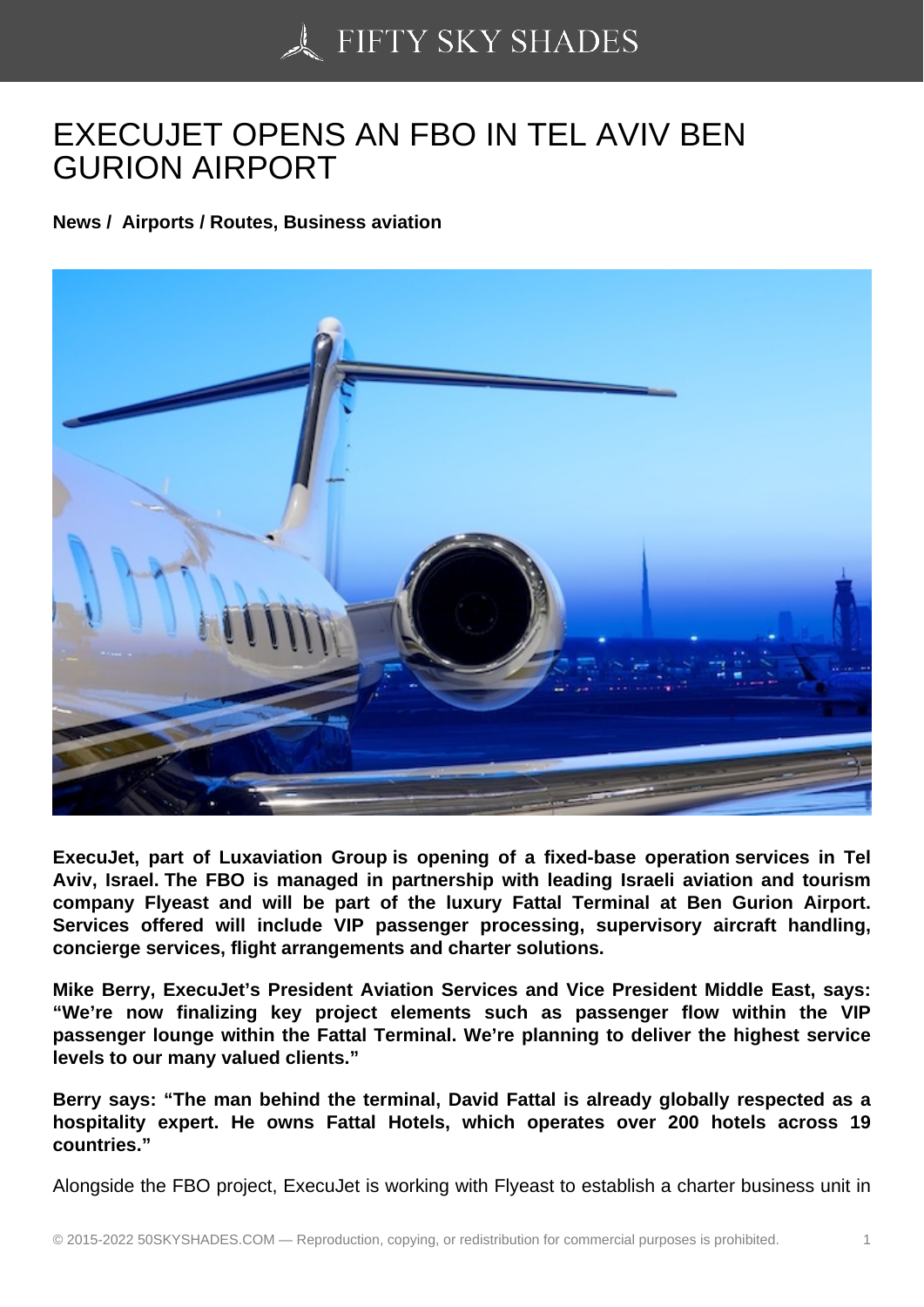# EXECUJET OPENS AN FBO IN TEL AVIV BEN GURION AIRPORT

**News / Airports / Routes, Business aviation**

**ExecuJet, part of Luxaviation Group is opening of a fixed-base operation services in Tel Aviv, Israel. The FBO is managed in partnership with leading Israeli aviation and tourism company Flyeast and will be part of the luxury Fattal Terminal at Ben Gurion Airport. Services offered will include VIP passenger processing, supervisory aircraft handling, concierge services, flight arrangements and charter solutions.**

**Mike Berry, ExecuJet's President Aviation Services and Vice President Middle East, says: "We're now finalizing key project elements such as passenger flow within the VIP passenger lounge within the Fattal Terminal. We're planning to deliver the highest service levels to our many valued clients."**

**Berry says: "The man behind the terminal, David Fattal is already globally respected as a hospitality expert. He owns Fattal Hotels, which operates over 200 hotels across 19 countries."**

Alongside the FBO project, ExecuJet is working with Flyeast to establish a charter business unit in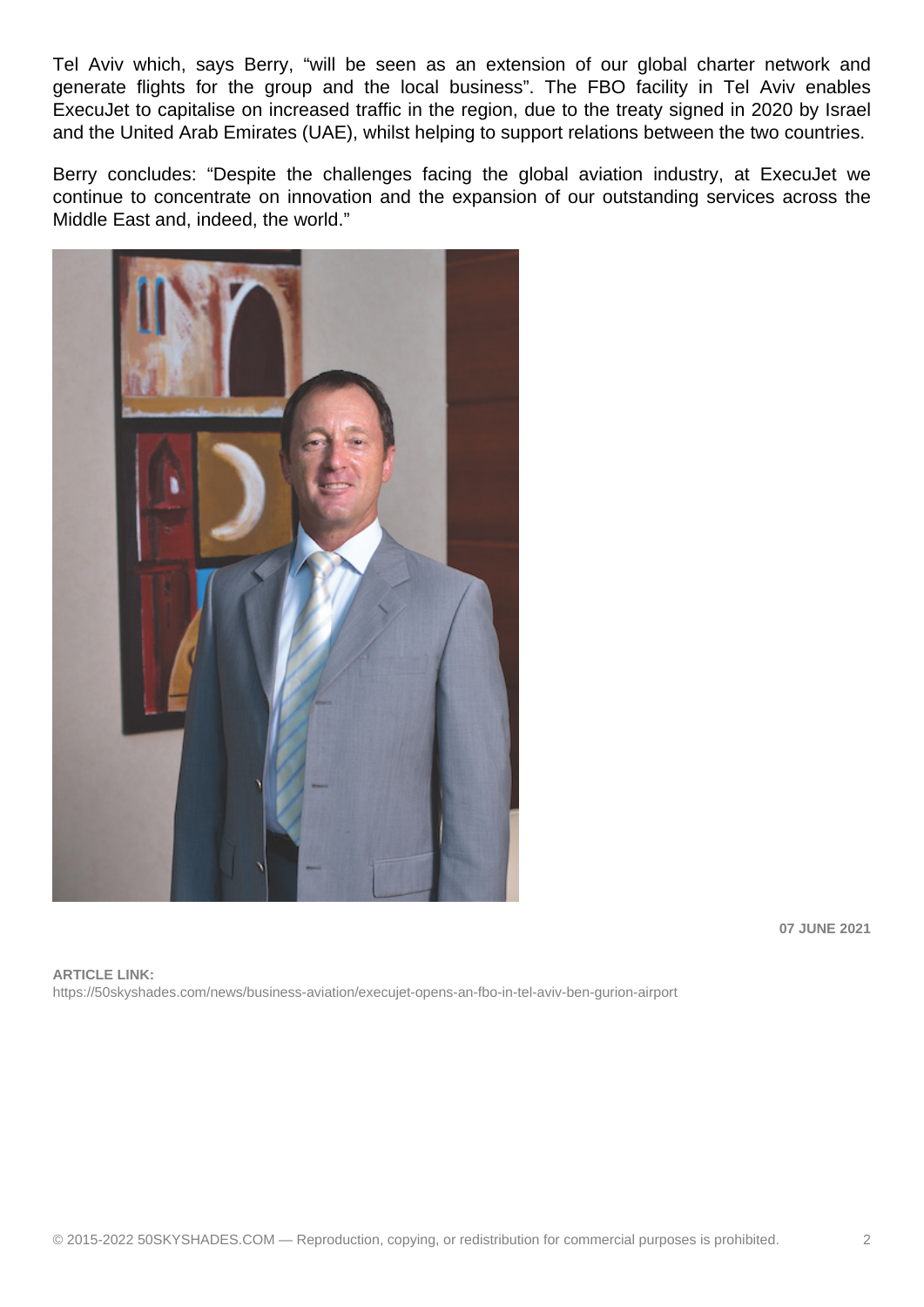Tel Aviv which, says Berry, "will be seen as an extension of our global charter network and generate flights for the group and the local business". The FBO facility in Tel Aviv enables ExecuJet to capitalise on increased traffic in the region, due to the treaty signed in 2020 by Israel and the United Arab Emirates (UAE), whilst helping to support relations between the two countries.

Berry concludes: "Despite the challenges facing the global aviation industry, at ExecuJet we continue to concentrate on innovation and the expansion of our outstanding services across the Middle East and, indeed, the world."

**07 JUNE 2021**

**ARTICLE LINK:**
https://50skyshades.com/news/business-aviation/execujet-opens-an-fbo-in-tel-aviv-ben-gurion-airport